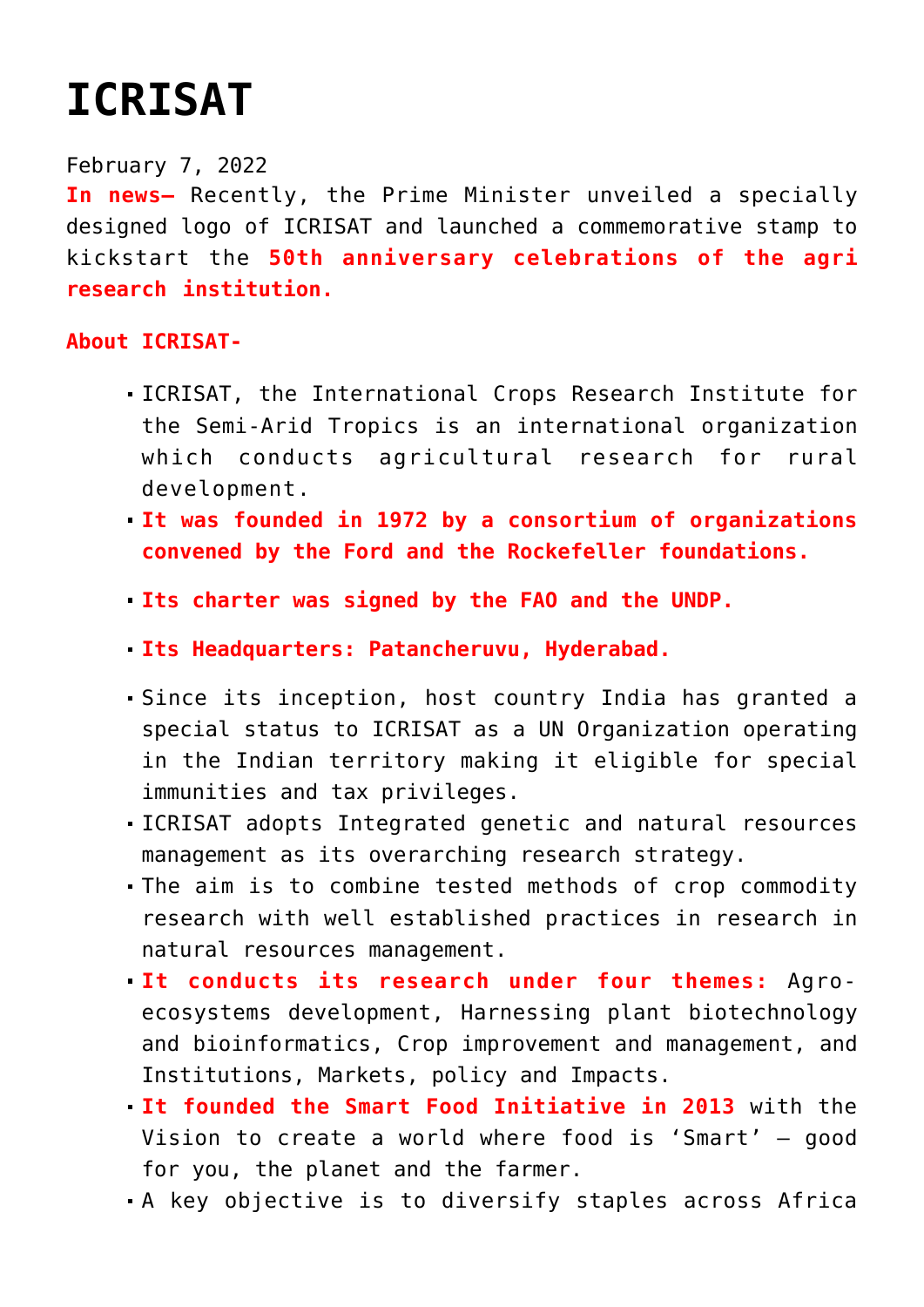# ICRISAT

February 7, 2022

**In news–** Recently, the Prime Minister unveiled a specially designed logo of ICRISAT and launched a commemorative stamp to kickstart the **50th anniversary celebrations of the agri research institution.**

**About ICRISAT-**

- ICRISAT, the International Crops Research Institute for the Semi-Arid Tropics is an international organization which conducts agricultural research for rural development.
- **It was founded in 1972 by a consortium of organizations convened by the Ford and the Rockefeller foundations.**
- **Its charter was signed by the FAO and the UNDP.**
- **Its Headquarters: Patancheruvu, Hyderabad.**
- Since its inception, host country India has granted a special status to ICRISAT as a UN Organization operating in the Indian territory making it eligible for special immunities and tax privileges.
- ICRISAT adopts Integrated genetic and natural resources management as its overarching research strategy.
- The aim is to combine tested methods of crop commodity research with well established practices in research in natural resources management.
- **It conducts its research under four themes:** Agro-ecosystems development, Harnessing plant biotechnology and bioinformatics, Crop improvement and management, and Institutions, Markets, policy and Impacts.
- **It founded the Smart Food Initiative in 2013** with the Vision to create a world where food is 'Smart' – good for you, the planet and the farmer.
- A key objective is to diversify staples across Africa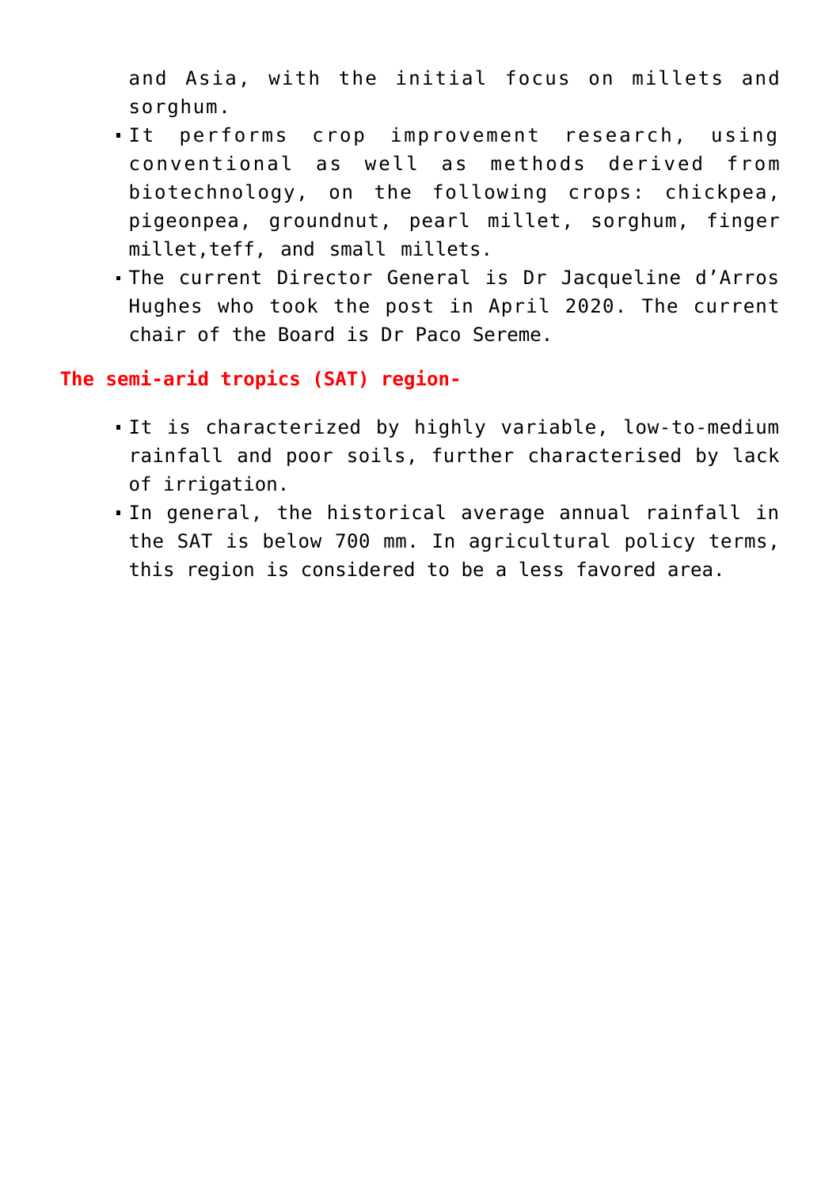and Asia, with the initial focus on millets and sorghum.

- It performs crop improvement research, using conventional as well as methods derived from biotechnology, on the following crops: chickpea, pigeonpea, groundnut, pearl millet, sorghum, finger millet,teff, and small millets.
- The current Director General is Dr Jacqueline d'Arros Hughes who took the post in April 2020. The current chair of the Board is Dr Paco Sereme.

**The semi-arid tropics (SAT) region-**

- It is characterized by highly variable, low-to-medium rainfall and poor soils, further characterised by lack of irrigation.
- In general, the historical average annual rainfall in the SAT is below 700 mm. In agricultural policy terms, this region is considered to be a less favored area.